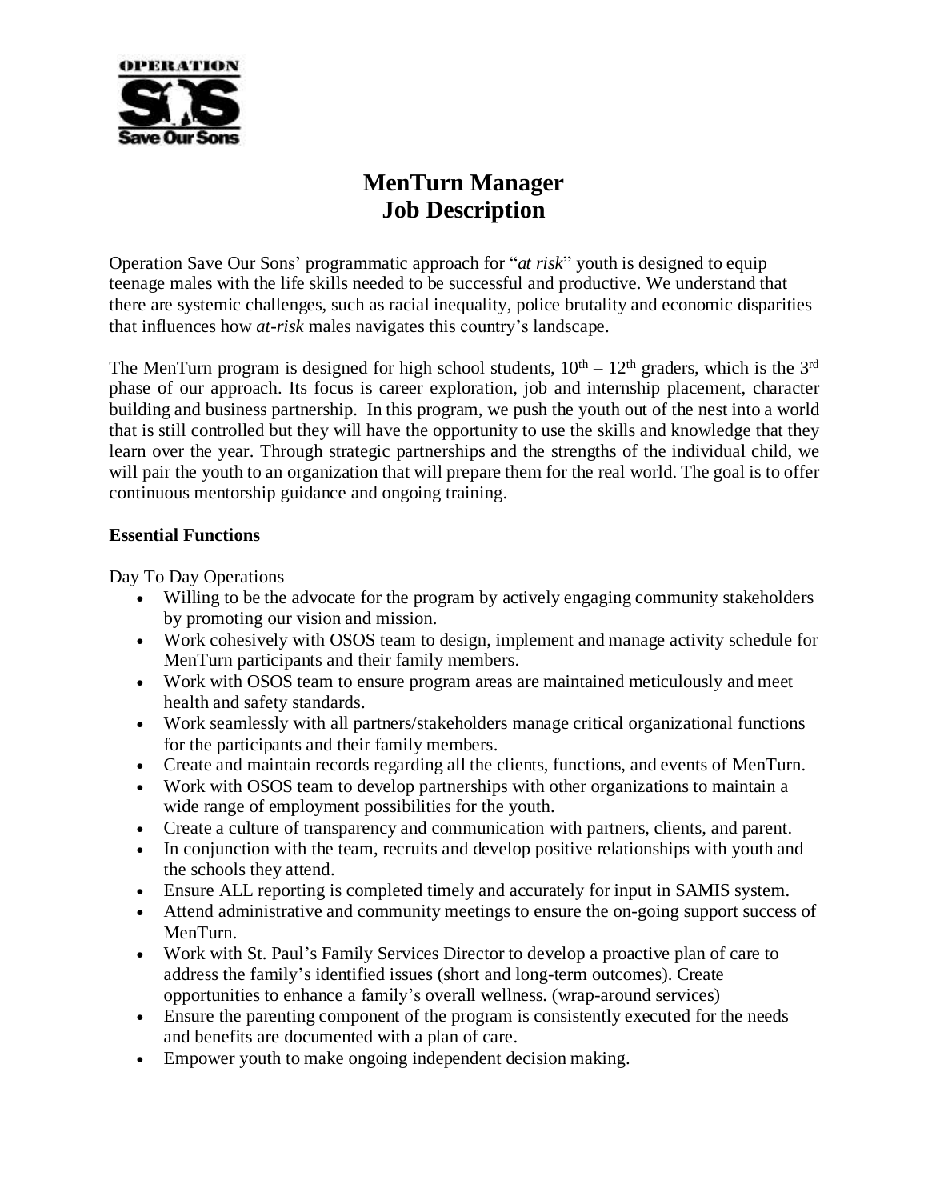# MenTurn Manager
# Job Description

Operation Save Our Sons' programmatic approach for "*at risk*" youth is designed to equip teenage males with the life skills needed to be successful and productive. We understand that there are systemic challenges, such as racial inequality, police brutality and economic disparities that influences how *at-risk* males navigates this country's landscape.

The MenTurn program is designed for high school students, $10^{th}$ – $12^{th}$ graders, which is the $3^{rd}$ phase of our approach. Its focus is career exploration, job and internship placement, character building and business partnership. In this program, we push the youth out of the nest into a world that is still controlled but they will have the opportunity to use the skills and knowledge that they learn over the year. Through strategic partnerships and the strengths of the individual child, we will pair the youth to an organization that will prepare them for the real world. The goal is to offer continuous mentorship guidance and ongoing training.

**Essential Functions**

Day To Day Operations

- Willing to be the advocate for the program by actively engaging community stakeholders by promoting our vision and mission.
- Work cohesively with OSOS team to design, implement and manage activity schedule for MenTurn participants and their family members.
- Work with OSOS team to ensure program areas are maintained meticulously and meet health and safety standards.
- Work seamlessly with all partners/stakeholders manage critical organizational functions for the participants and their family members.
- Create and maintain records regarding all the clients, functions, and events of MenTurn.
- Work with OSOS team to develop partnerships with other organizations to maintain a wide range of employment possibilities for the youth.
- Create a culture of transparency and communication with partners, clients, and parent.
- In conjunction with the team, recruits and develop positive relationships with youth and the schools they attend.
- Ensure ALL reporting is completed timely and accurately for input in SAMIS system.
- Attend administrative and community meetings to ensure the on-going support success of MenTurn.
- Work with St. Paul's Family Services Director to develop a proactive plan of care to address the family's identified issues (short and long-term outcomes). Create opportunities to enhance a family's overall wellness. (wrap-around services)
- Ensure the parenting component of the program is consistently executed for the needs and benefits are documented with a plan of care.
- Empower youth to make ongoing independent decision making.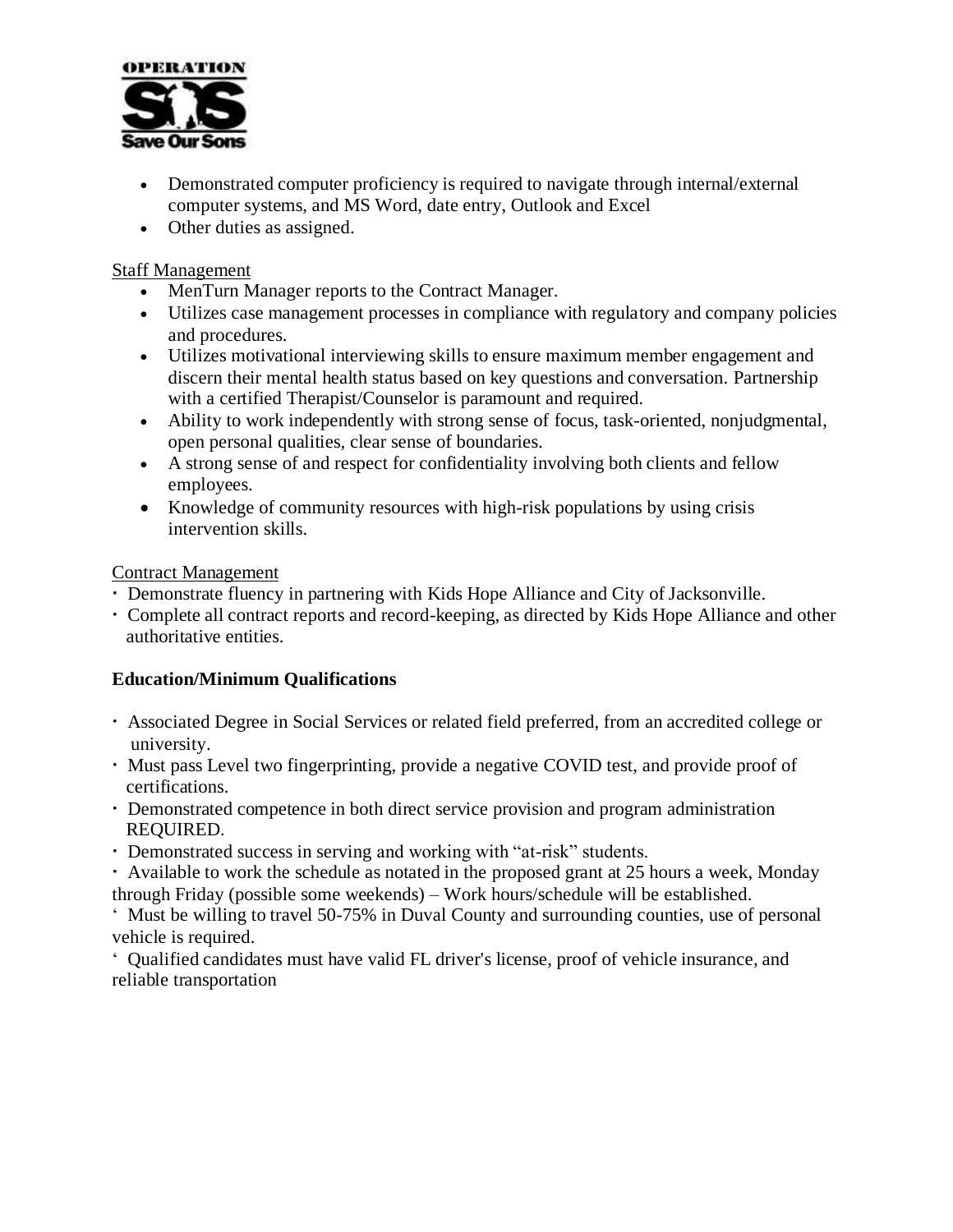- Demonstrated computer proficiency is required to navigate through internal/external computer systems, and MS Word, date entry, Outlook and Excel
- Other duties as assigned.

Staff Management

- MenTurn Manager reports to the Contract Manager.
- Utilizes case management processes in compliance with regulatory and company policies and procedures.
- Utilizes motivational interviewing skills to ensure maximum member engagement and discern their mental health status based on key questions and conversation. Partnership with a certified Therapist/Counselor is paramount and required.
- Ability to work independently with strong sense of focus, task-oriented, nonjudgmental, open personal qualities, clear sense of boundaries.
- A strong sense of and respect for confidentiality involving both clients and fellow employees.
- Knowledge of community resources with high-risk populations by using crisis intervention skills.

Contract Management

- Demonstrate fluency in partnering with Kids Hope Alliance and City of Jacksonville.
- Complete all contract reports and record-keeping, as directed by Kids Hope Alliance and other authoritative entities.

**Education/Minimum Qualifications**

- Associated Degree in Social Services or related field preferred, from an accredited college or university.
- Must pass Level two fingerprinting, provide a negative COVID test, and provide proof of certifications.
- Demonstrated competence in both direct service provision and program administration REQUIRED.
- Demonstrated success in serving and working with "at-risk" students.
- Available to work the schedule as notated in the proposed grant at 25 hours a week, Monday through Friday (possible some weekends) – Work hours/schedule will be established.
- Must be willing to travel 50-75% in Duval County and surrounding counties, use of personal vehicle is required.
- Qualified candidates must have valid FL driver's license, proof of vehicle insurance, and reliable transportation